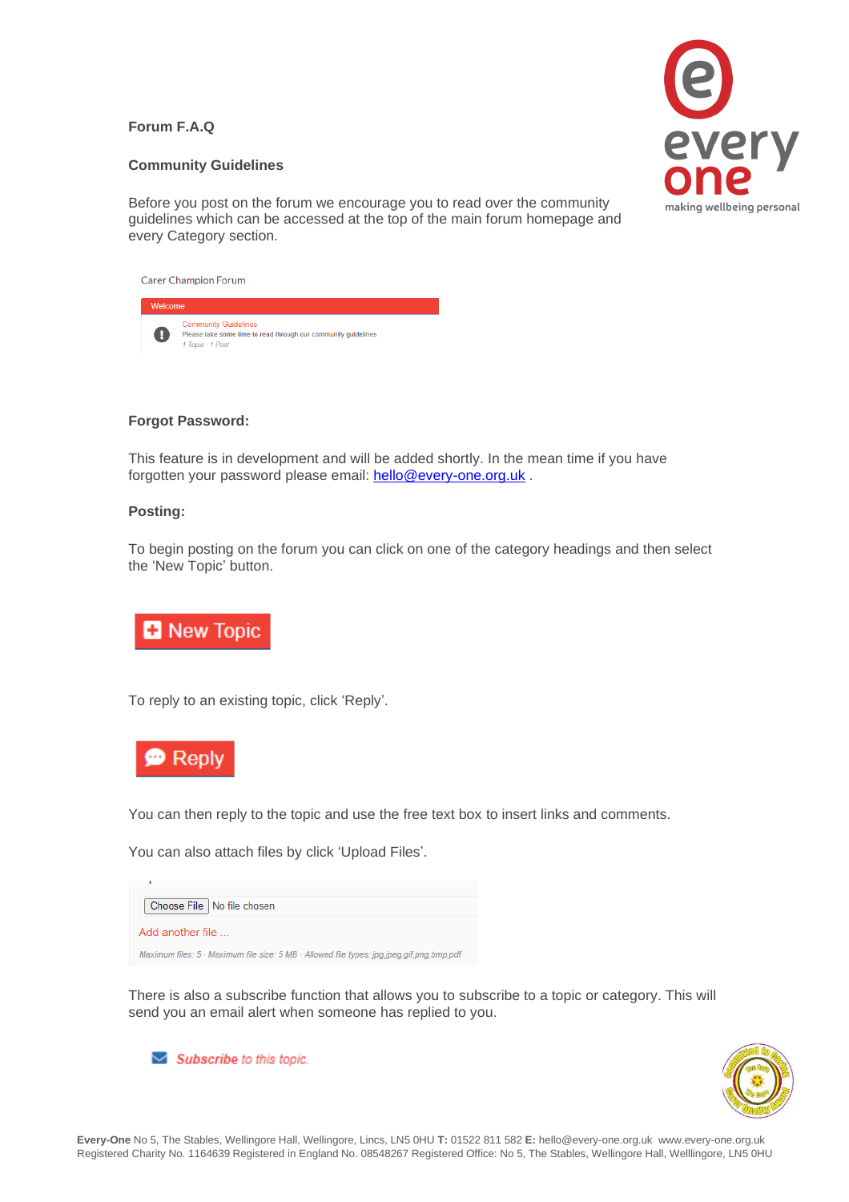**Forum F.A.Q**

**Community Guidelines**

Before you post on the forum we encourage you to read over the community guidelines which can be accessed at the top of the main forum homepage and every Category section.

Carer Champion Forum

Welcome

Community Guidelines
Please take some time to read through our community guidelines
1 Topic · 1 Post

**Forgot Password:**

This feature is in development and will be added shortly. In the mean time if you have forgotten your password please email: hello@every-one.org.uk .

**Posting:**

To begin posting on the forum you can click on one of the category headings and then select the 'New Topic' button.

New Topic

To reply to an existing topic, click 'Reply'.

Reply

You can then reply to the topic and use the free text box to insert links and comments.

You can also attach files by click 'Upload Files'.

Choose File No file chosen

Add another file ...

Maximum files: 5 · Maximum file size: 5 MB · Allowed file types: jpg,jpeg,gif,png,bmp,pdf

There is also a subscribe function that allows you to subscribe to a topic or category. This will send you an email alert when someone has replied to you.

Subscribe to this topic.

**Every-One** No 5, The Stables, Wellingore Hall, Wellingore, Lincs, LN5 0HU **T:** 01522 811 582 **E:** hello@every-one.org.uk www.every-one.org.uk
Registered Charity No. 1164639 Registered in England No. 08548267 Registered Office: No 5, The Stables, Wellingore Hall, Welllingore, LN5 0HU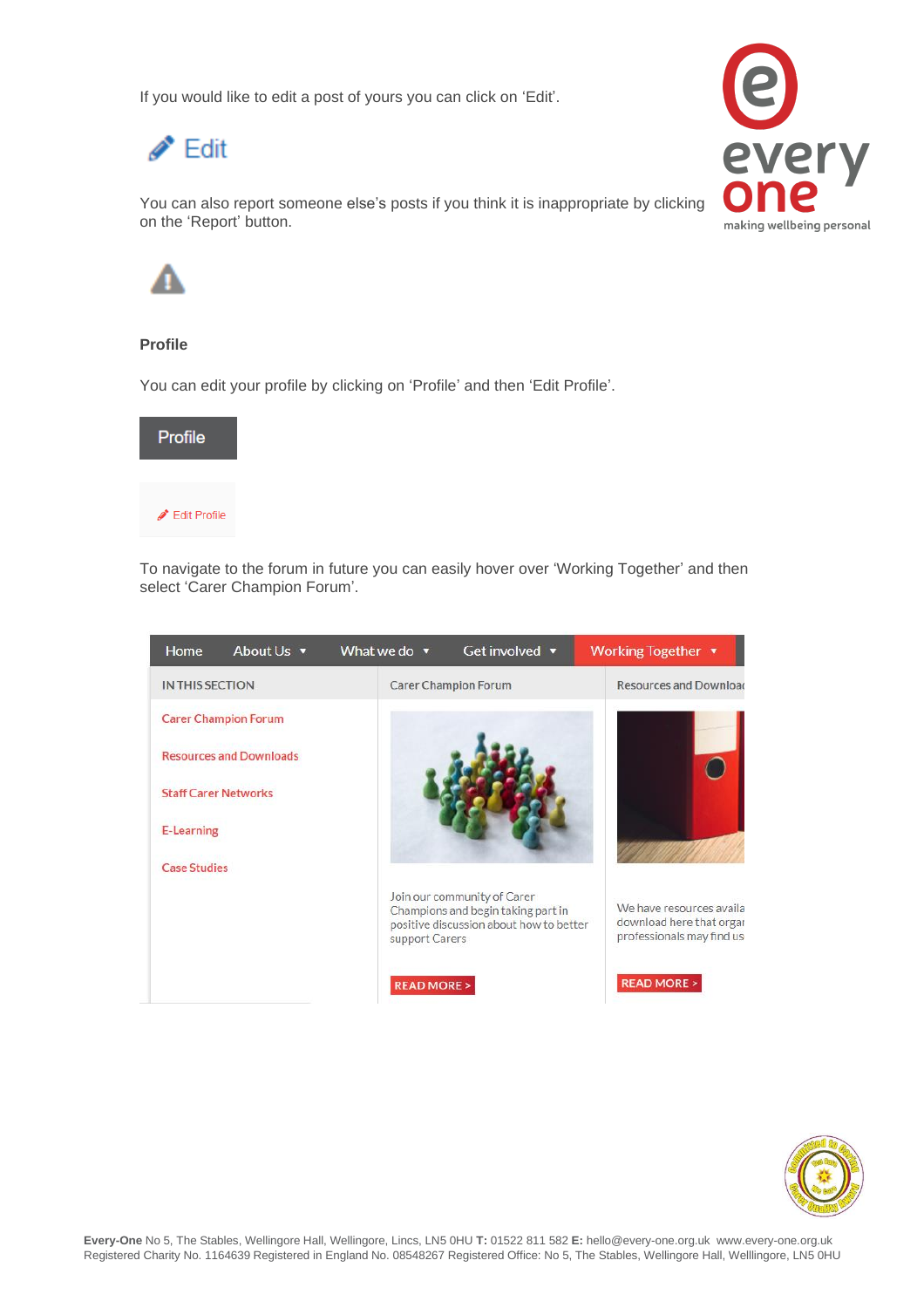If you would like to edit a post of yours you can click on 'Edit'.

Edit

You can also report someone else's posts if you think it is inappropriate by clicking on the 'Report' button.

**Profile**

You can edit your profile by clicking on 'Profile' and then 'Edit Profile'.

Profile

Edit Profile

To navigate to the forum in future you can easily hover over 'Working Together' and then select 'Carer Champion Forum'.

Home | About Us ▼ | What we do ▼ | Get involved ▼ | Working Together ▼

IN THIS SECTION

- Carer Champion Forum
- Resources and Downloads
- Staff Carer Networks
- E-Learning
- Case Studies

Carer Champion Forum

Join our community of Carer Champions and begin taking part in positive discussion about how to better support Carers

READ MORE >

Resources and Downloac

We have resources availa download here that orgai professionals may find us

READ MORE >

**Every-One** No 5, The Stables, Wellingore Hall, Wellingore, Lincs, LN5 0HU **T:** 01522 811 582 **E:** hello@every-one.org.uk www.every-one.org.uk
Registered Charity No. 1164639 Registered in England No. 08548267 Registered Office: No 5, The Stables, Wellingore Hall, Welllingore, LN5 0HU